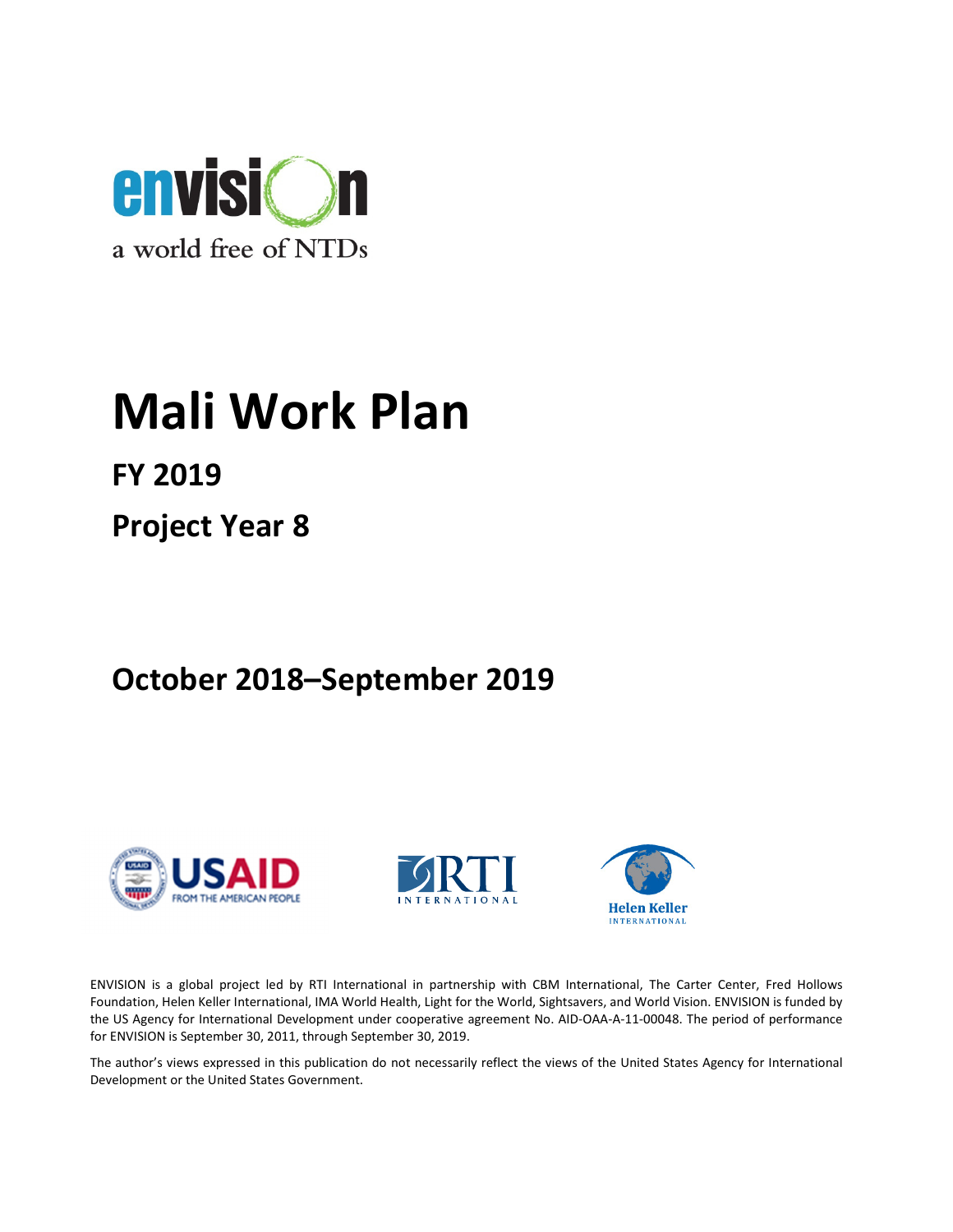envision

a world free of NTDs

# Mali Work Plan

## FY 2019

## Project Year 8

## October 2018–September 2019

USAID FROM THE AMERICAN PEOPLE

RTI INTERNATIONAL

Helen Keller INTERNATIONAL

ENVISION is a global project led by RTI International in partnership with CBM International, The Carter Center, Fred Hollows Foundation, Helen Keller International, IMA World Health, Light for the World, Sightsavers, and World Vision. ENVISION is funded by the US Agency for International Development under cooperative agreement No. AID-OAA-A-11-00048. The period of performance for ENVISION is September 30, 2011, through September 30, 2019.

The author's views expressed in this publication do not necessarily reflect the views of the United States Agency for International Development or the United States Government.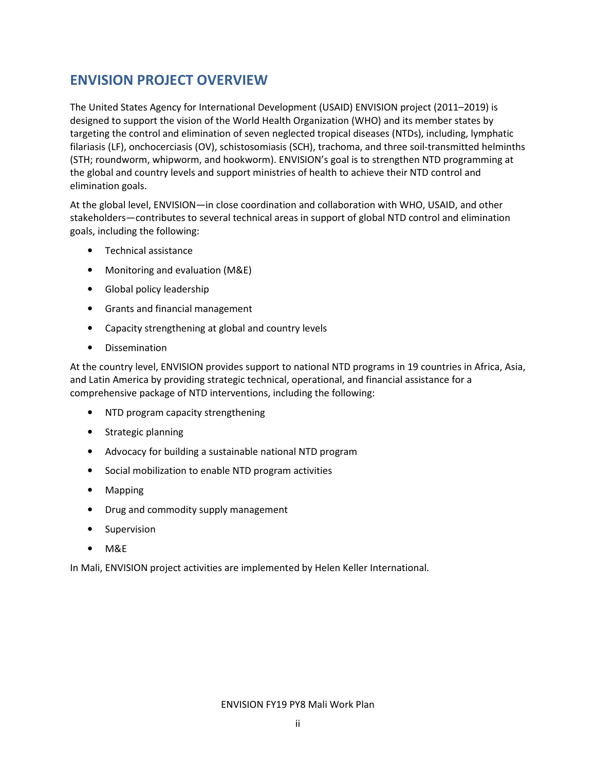## ENVISION PROJECT OVERVIEW

The United States Agency for International Development (USAID) ENVISION project (2011–2019) is designed to support the vision of the World Health Organization (WHO) and its member states by targeting the control and elimination of seven neglected tropical diseases (NTDs), including, lymphatic filariasis (LF), onchocerciasis (OV), schistosomiasis (SCH), trachoma, and three soil-transmitted helminths (STH; roundworm, whipworm, and hookworm). ENVISION's goal is to strengthen NTD programming at the global and country levels and support ministries of health to achieve their NTD control and elimination goals.

At the global level, ENVISION—in close coordination and collaboration with WHO, USAID, and other stakeholders—contributes to several technical areas in support of global NTD control and elimination goals, including the following:

- Technical assistance
- Monitoring and evaluation (M&E)
- Global policy leadership
- Grants and financial management
- Capacity strengthening at global and country levels
- Dissemination

At the country level, ENVISION provides support to national NTD programs in 19 countries in Africa, Asia, and Latin America by providing strategic technical, operational, and financial assistance for a comprehensive package of NTD interventions, including the following:

- NTD program capacity strengthening
- Strategic planning
- Advocacy for building a sustainable national NTD program
- Social mobilization to enable NTD program activities
- Mapping
- Drug and commodity supply management
- Supervision
- M&E

In Mali, ENVISION project activities are implemented by Helen Keller International.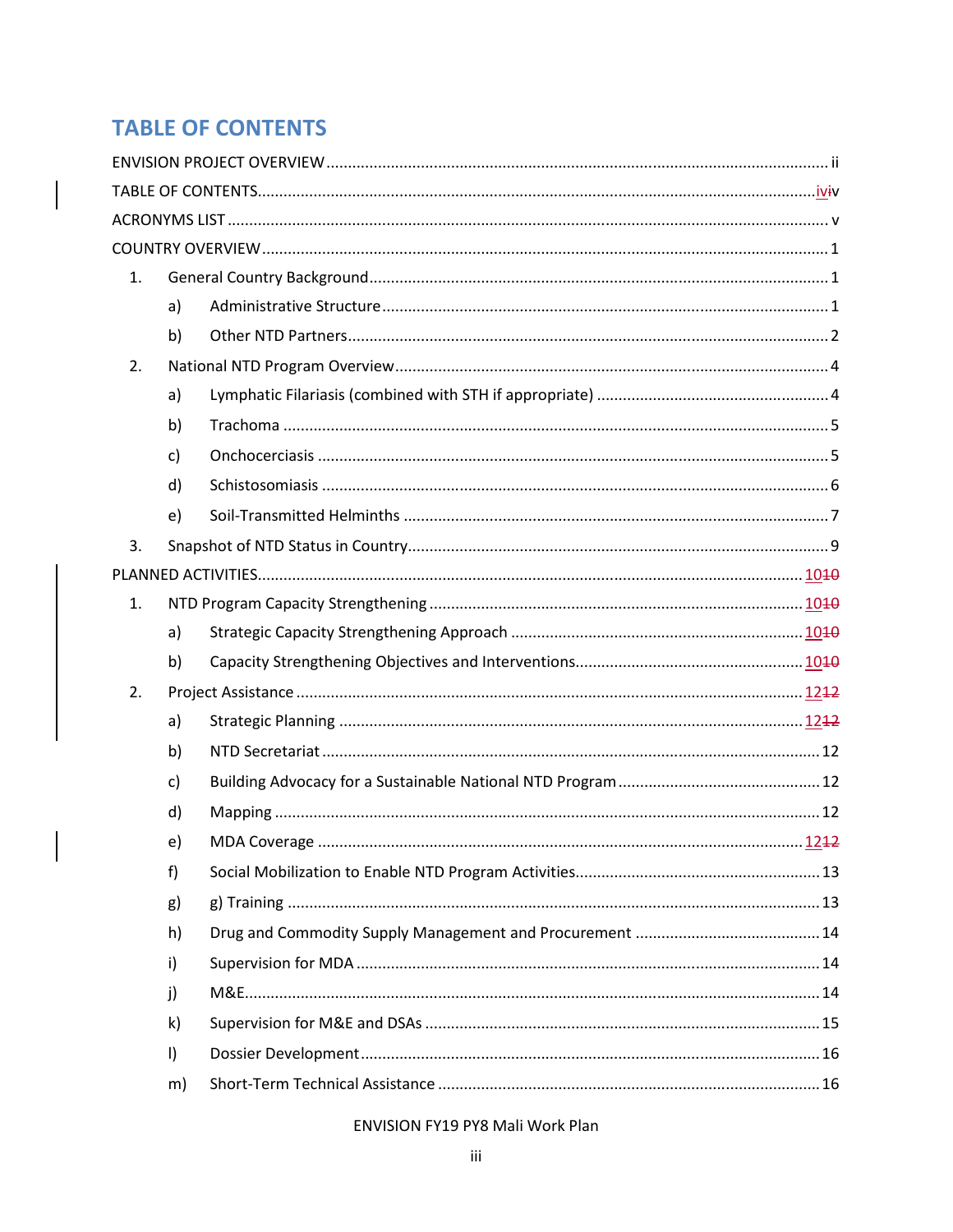# TABLE OF CONTENTS

ENVISION PROJECT OVERVIEW ........................................................................................................ ii

TABLE OF CONTENTS......................................................................................................................iviv

ACRONYMS LIST ................................................................................................................................ v

COUNTRY OVERVIEW ........................................................................................................................ 1

1. General Country Background ......................................................................................................... 1
    - a) Administrative Structure ........................................................................................................ 1
    - b) Other NTD Partners ............................................................................................................... 2
2. National NTD Program Overview .................................................................................................... 4
    - a) Lymphatic Filariasis (combined with STH if appropriate) ...................................................... 4
    - b) Trachoma .............................................................................................................................. 5
    - c) Onchocerciasis ....................................................................................................................... 5
    - d) Schistosomiasis ..................................................................................................................... 6
    - e) Soil-Transmitted Helminths .................................................................................................... 7
3. Snapshot of NTD Status in Country .................................................................................................. 9

PLANNED ACTIVITIES...................................................................................................................1010

1. NTD Program Capacity Strengthening .........................................................................................1010
    - a) Strategic Capacity Strengthening Approach ........................................................................1010
    - b) Capacity Strengthening Objectives and Interventions..........................................................1010
2. Project Assistance ......................................................................................................................1212
    - a) Strategic Planning ..............................................................................................................1212
    - b) NTD Secretariat .................................................................................................................... 12
    - c) Building Advocacy for a Sustainable National NTD Program ................................................... 12
    - d) Mapping ............................................................................................................................... 12
    - e) MDA Coverage ...................................................................................................................1212
    - f) Social Mobilization to Enable NTD Program Activities............................................................. 13
    - g) g) Training ............................................................................................................................. 13
    - h) Drug and Commodity Supply Management and Procurement ............................................... 14
    - i) Supervision for MDA .............................................................................................................. 14
    - j) M&E....................................................................................................................................... 14
    - k) Supervision for M&E and DSAs .............................................................................................. 15
    - l) Dossier Development ............................................................................................................. 16
    - m) Short-Term Technical Assistance .......................................................................................... 16

ENVISION FY19 PY8 Mali Work Plan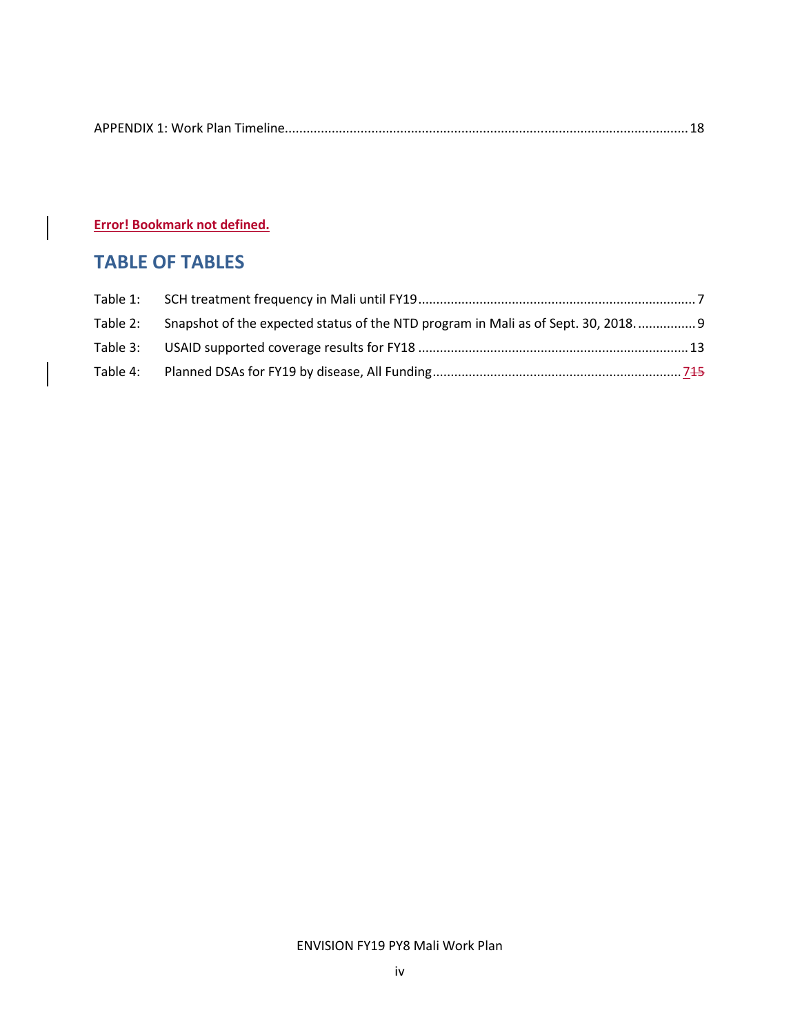APPENDIX 1: Work Plan Timeline................................................................................................................18

**Error! Bookmark not defined.**

## TABLE OF TABLES

Table 1: SCH treatment frequency in Mali until FY19............................................................................7

Table 2: Snapshot of the expected status of the NTD program in Mali as of Sept. 30, 2018.................9

Table 3: USAID supported coverage results for FY18..........................................................................13

Table 4: Planned DSAs for FY19 by disease, All Funding....................................................................715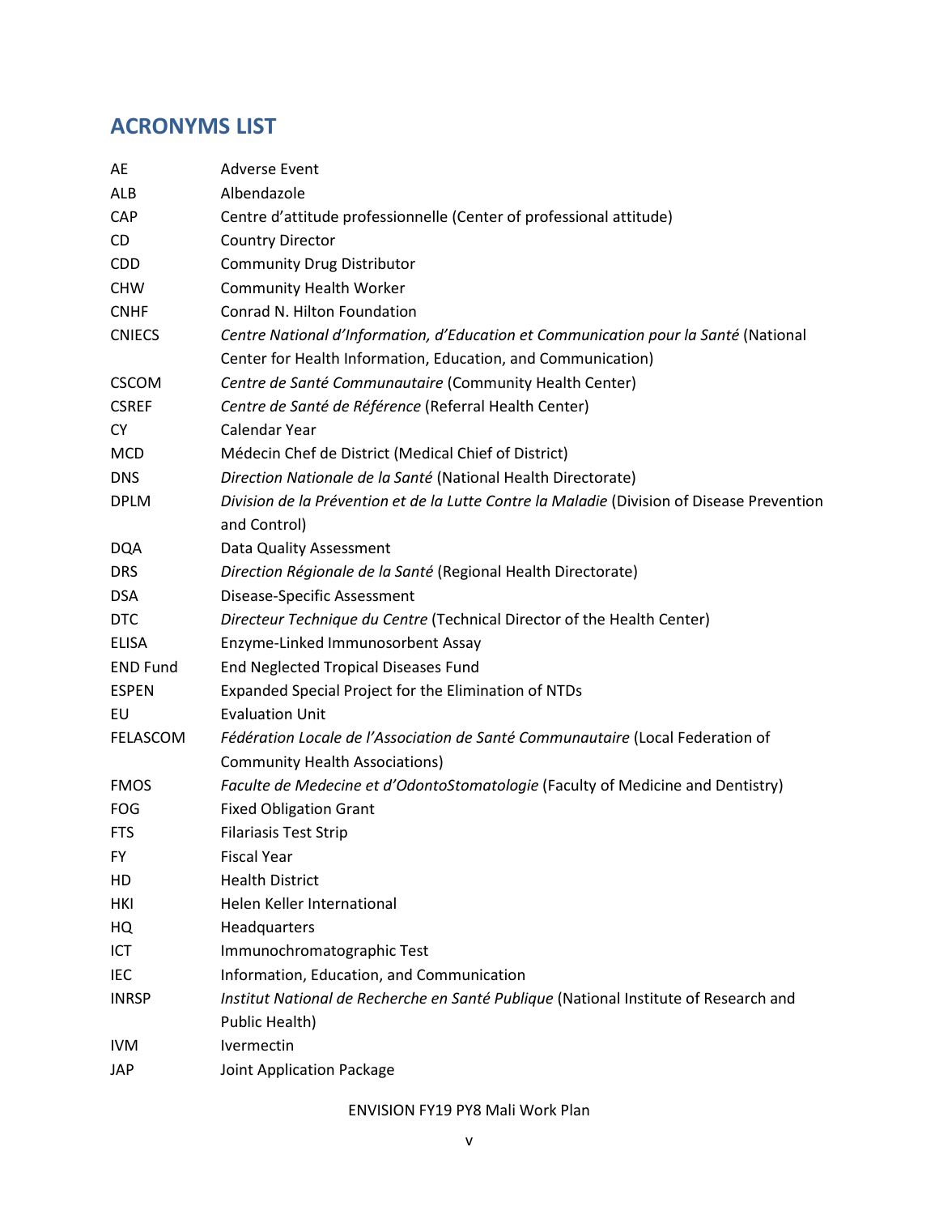## ACRONYMS LIST

| | |
|---|---|
| AE | Adverse Event |
| ALB | Albendazole |
| CAP | Centre d'attitude professionnelle (Center of professional attitude) |
| CD | Country Director |
| CDD | Community Drug Distributor |
| CHW | Community Health Worker |
| CNHF | Conrad N. Hilton Foundation |
| CNIECS | *Centre National d'Information, d'Education et Communication pour la Santé* (National Center for Health Information, Education, and Communication) |
| CSCOM | *Centre de Santé Communautaire* (Community Health Center) |
| CSREF | *Centre de Santé de Référence* (Referral Health Center) |
| CY | Calendar Year |
| MCD | Médecin Chef de District (Medical Chief of District) |
| DNS | *Direction Nationale de la Santé* (National Health Directorate) |
| DPLM | *Division de la Prévention et de la Lutte Contre la Maladie* (Division of Disease Prevention and Control) |
| DQA | Data Quality Assessment |
| DRS | *Direction Régionale de la Santé* (Regional Health Directorate) |
| DSA | Disease-Specific Assessment |
| DTC | *Directeur Technique du Centre* (Technical Director of the Health Center) |
| ELISA | Enzyme-Linked Immunosorbent Assay |
| END Fund | End Neglected Tropical Diseases Fund |
| ESPEN | Expanded Special Project for the Elimination of NTDs |
| EU | Evaluation Unit |
| FELASCOM | *Fédération Locale de l'Association de Santé Communautaire* (Local Federation of Community Health Associations) |
| FMOS | *Faculte de Medecine et d'OdontoStomatologie* (Faculty of Medicine and Dentistry) |
| FOG | Fixed Obligation Grant |
| FTS | Filariasis Test Strip |
| FY | Fiscal Year |
| HD | Health District |
| HKI | Helen Keller International |
| HQ | Headquarters |
| ICT | Immunochromatographic Test |
| IEC | Information, Education, and Communication |
| INRSP | *Institut National de Recherche en Santé Publique* (National Institute of Research and Public Health) |
| IVM | Ivermectin |
| JAP | Joint Application Package |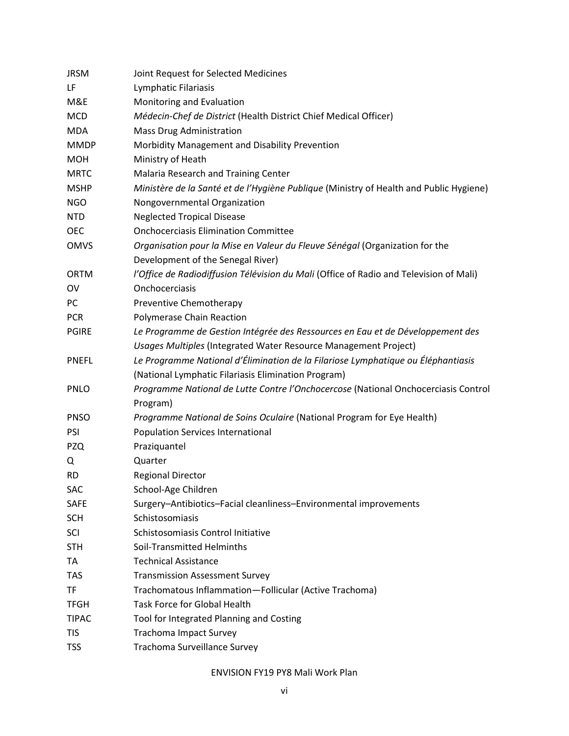| | |
|---|---|
| JRSM | Joint Request for Selected Medicines |
| LF | Lymphatic Filariasis |
| M&E | Monitoring and Evaluation |
| MCD | *Médecin-Chef de District* (Health District Chief Medical Officer) |
| MDA | Mass Drug Administration |
| MMDP | Morbidity Management and Disability Prevention |
| MOH | Ministry of Heath |
| MRTC | Malaria Research and Training Center |
| MSHP | *Ministère de la Santé et de l'Hygiène Publique* (Ministry of Health and Public Hygiene) |
| NGO | Nongovernmental Organization |
| NTD | Neglected Tropical Disease |
| OEC | Onchocerciasis Elimination Committee |
| OMVS | *Organisation pour la Mise en Valeur du Fleuve Sénégal* (Organization for the Development of the Senegal River) |
| ORTM | *l'Office de Radiodiffusion Télévision du Mali* (Office of Radio and Television of Mali) |
| OV | Onchocerciasis |
| PC | Preventive Chemotherapy |
| PCR | Polymerase Chain Reaction |
| PGIRE | *Le Programme de Gestion Intégrée des Ressources en Eau et de Développement des Usages Multiples* (Integrated Water Resource Management Project) |
| PNEFL | *Le Programme National d'Élimination de la Filariose Lymphatique ou Éléphantiasis* (National Lymphatic Filariasis Elimination Program) |
| PNLO | *Programme National de Lutte Contre l'Onchocercose* (National Onchocerciasis Control Program) |
| PNSO | *Programme National de Soins Oculaire* (National Program for Eye Health) |
| PSI | Population Services International |
| PZQ | Praziquantel |
| Q | Quarter |
| RD | Regional Director |
| SAC | School-Age Children |
| SAFE | Surgery–Antibiotics–Facial cleanliness–Environmental improvements |
| SCH | Schistosomiasis |
| SCI | Schistosomiasis Control Initiative |
| STH | Soil-Transmitted Helminths |
| TA | Technical Assistance |
| TAS | Transmission Assessment Survey |
| TF | Trachomatous Inflammation—Follicular (Active Trachoma) |
| TFGH | Task Force for Global Health |
| TIPAC | Tool for Integrated Planning and Costing |
| TIS | Trachoma Impact Survey |
| TSS | Trachoma Surveillance Survey |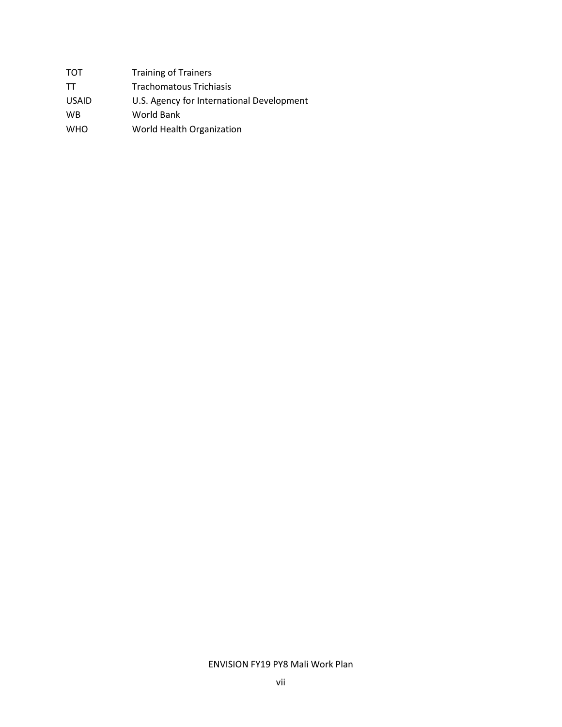| | |
|---|---|
| TOT | Training of Trainers |
| TT | Trachomatous Trichiasis |
| USAID | U.S. Agency for International Development |
| WB | World Bank |
| WHO | World Health Organization |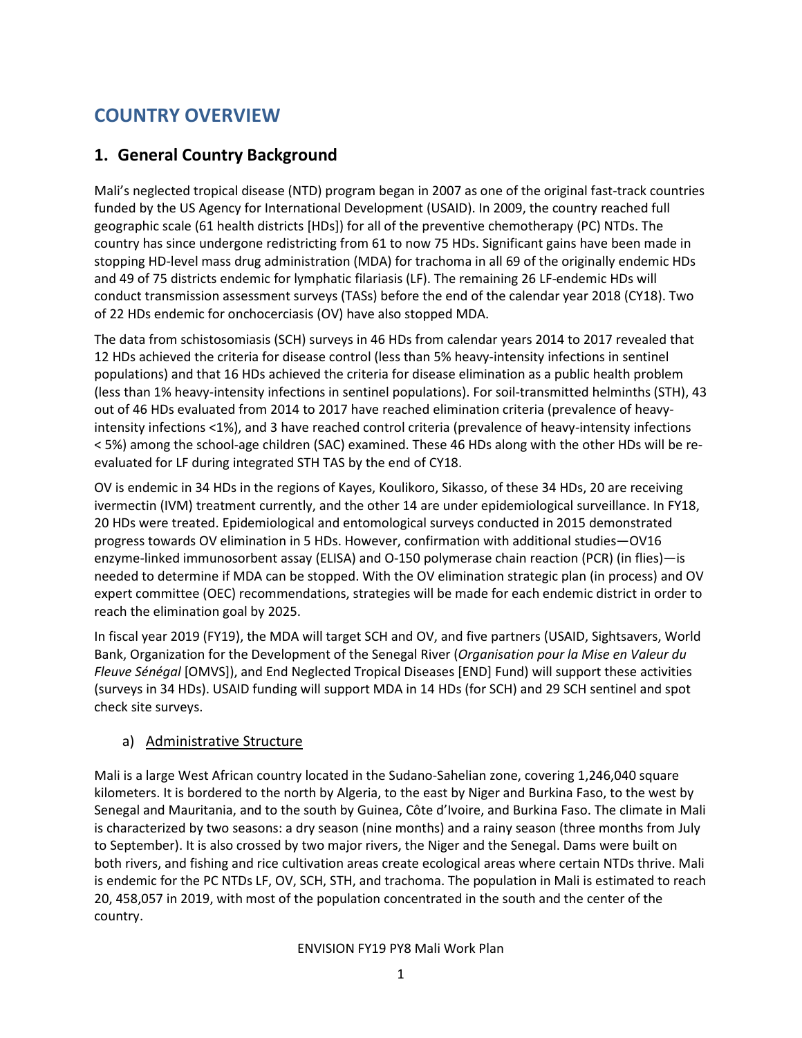# COUNTRY OVERVIEW

## 1. General Country Background

Mali's neglected tropical disease (NTD) program began in 2007 as one of the original fast-track countries funded by the US Agency for International Development (USAID). In 2009, the country reached full geographic scale (61 health districts [HDs]) for all of the preventive chemotherapy (PC) NTDs. The country has since undergone redistricting from 61 to now 75 HDs. Significant gains have been made in stopping HD-level mass drug administration (MDA) for trachoma in all 69 of the originally endemic HDs and 49 of 75 districts endemic for lymphatic filariasis (LF). The remaining 26 LF-endemic HDs will conduct transmission assessment surveys (TASs) before the end of the calendar year 2018 (CY18). Two of 22 HDs endemic for onchocerciasis (OV) have also stopped MDA.

The data from schistosomiasis (SCH) surveys in 46 HDs from calendar years 2014 to 2017 revealed that 12 HDs achieved the criteria for disease control (less than 5% heavy-intensity infections in sentinel populations) and that 16 HDs achieved the criteria for disease elimination as a public health problem (less than 1% heavy-intensity infections in sentinel populations). For soil-transmitted helminths (STH), 43 out of 46 HDs evaluated from 2014 to 2017 have reached elimination criteria (prevalence of heavy-intensity infections <1%), and 3 have reached control criteria (prevalence of heavy-intensity infections < 5%) among the school-age children (SAC) examined. These 46 HDs along with the other HDs will be re-evaluated for LF during integrated STH TAS by the end of CY18.

OV is endemic in 34 HDs in the regions of Kayes, Koulikoro, Sikasso, of these 34 HDs, 20 are receiving ivermectin (IVM) treatment currently, and the other 14 are under epidemiological surveillance. In FY18, 20 HDs were treated. Epidemiological and entomological surveys conducted in 2015 demonstrated progress towards OV elimination in 5 HDs. However, confirmation with additional studies—OV16 enzyme-linked immunosorbent assay (ELISA) and O-150 polymerase chain reaction (PCR) (in flies)—is needed to determine if MDA can be stopped. With the OV elimination strategic plan (in process) and OV expert committee (OEC) recommendations, strategies will be made for each endemic district in order to reach the elimination goal by 2025.

In fiscal year 2019 (FY19), the MDA will target SCH and OV, and five partners (USAID, Sightsavers, World Bank, Organization for the Development of the Senegal River (*Organisation pour la Mise en Valeur du Fleuve Sénégal* [OMVS]), and End Neglected Tropical Diseases [END] Fund) will support these activities (surveys in 34 HDs). USAID funding will support MDA in 14 HDs (for SCH) and 29 SCH sentinel and spot check site surveys.

### a) Administrative Structure

Mali is a large West African country located in the Sudano-Sahelian zone, covering 1,246,040 square kilometers. It is bordered to the north by Algeria, to the east by Niger and Burkina Faso, to the west by Senegal and Mauritania, and to the south by Guinea, Côte d'Ivoire, and Burkina Faso. The climate in Mali is characterized by two seasons: a dry season (nine months) and a rainy season (three months from July to September). It is also crossed by two major rivers, the Niger and the Senegal. Dams were built on both rivers, and fishing and rice cultivation areas create ecological areas where certain NTDs thrive. Mali is endemic for the PC NTDs LF, OV, SCH, STH, and trachoma. The population in Mali is estimated to reach 20, 458,057 in 2019, with most of the population concentrated in the south and the center of the country.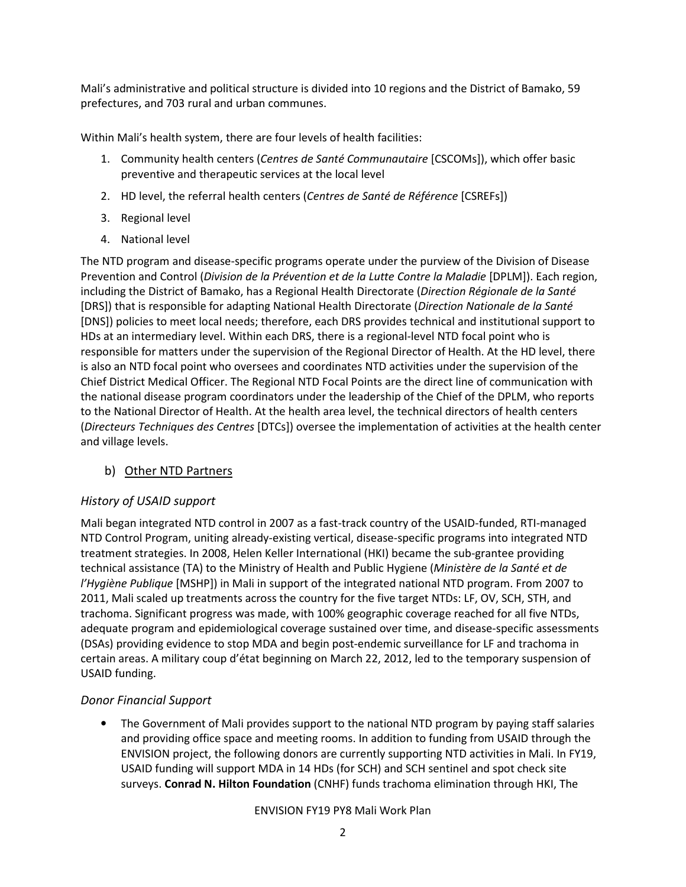Mali's administrative and political structure is divided into 10 regions and the District of Bamako, 59 prefectures, and 703 rural and urban communes.

Within Mali's health system, there are four levels of health facilities:

1. Community health centers (*Centres de Santé Communautaire* [CSCOMs]), which offer basic preventive and therapeutic services at the local level
2. HD level, the referral health centers (*Centres de Santé de Référence* [CSREFs])
3. Regional level
4. National level

The NTD program and disease-specific programs operate under the purview of the Division of Disease Prevention and Control (*Division de la Prévention et de la Lutte Contre la Maladie* [DPLM]). Each region, including the District of Bamako, has a Regional Health Directorate (*Direction Régionale de la Santé* [DRS]) that is responsible for adapting National Health Directorate (*Direction Nationale de la Santé* [DNS]) policies to meet local needs; therefore, each DRS provides technical and institutional support to HDs at an intermediary level. Within each DRS, there is a regional-level NTD focal point who is responsible for matters under the supervision of the Regional Director of Health. At the HD level, there is also an NTD focal point who oversees and coordinates NTD activities under the supervision of the Chief District Medical Officer. The Regional NTD Focal Points are the direct line of communication with the national disease program coordinators under the leadership of the Chief of the DPLM, who reports to the National Director of Health. At the health area level, the technical directors of health centers (*Directeurs Techniques des Centres* [DTCs]) oversee the implementation of activities at the health center and village levels.

## b) Other NTD Partners

### *History of USAID support*

Mali began integrated NTD control in 2007 as a fast-track country of the USAID-funded, RTI-managed NTD Control Program, uniting already-existing vertical, disease-specific programs into integrated NTD treatment strategies. In 2008, Helen Keller International (HKI) became the sub-grantee providing technical assistance (TA) to the Ministry of Health and Public Hygiene (*Ministère de la Santé et de l'Hygiène Publique* [MSHP]) in Mali in support of the integrated national NTD program. From 2007 to 2011, Mali scaled up treatments across the country for the five target NTDs: LF, OV, SCH, STH, and trachoma. Significant progress was made, with 100% geographic coverage reached for all five NTDs, adequate program and epidemiological coverage sustained over time, and disease-specific assessments (DSAs) providing evidence to stop MDA and begin post-endemic surveillance for LF and trachoma in certain areas. A military coup d'état beginning on March 22, 2012, led to the temporary suspension of USAID funding.

### *Donor Financial Support*

- The Government of Mali provides support to the national NTD program by paying staff salaries and providing office space and meeting rooms. In addition to funding from USAID through the ENVISION project, the following donors are currently supporting NTD activities in Mali. In FY19, USAID funding will support MDA in 14 HDs (for SCH) and SCH sentinel and spot check site surveys. **Conrad N. Hilton Foundation** (CNHF) funds trachoma elimination through HKI, The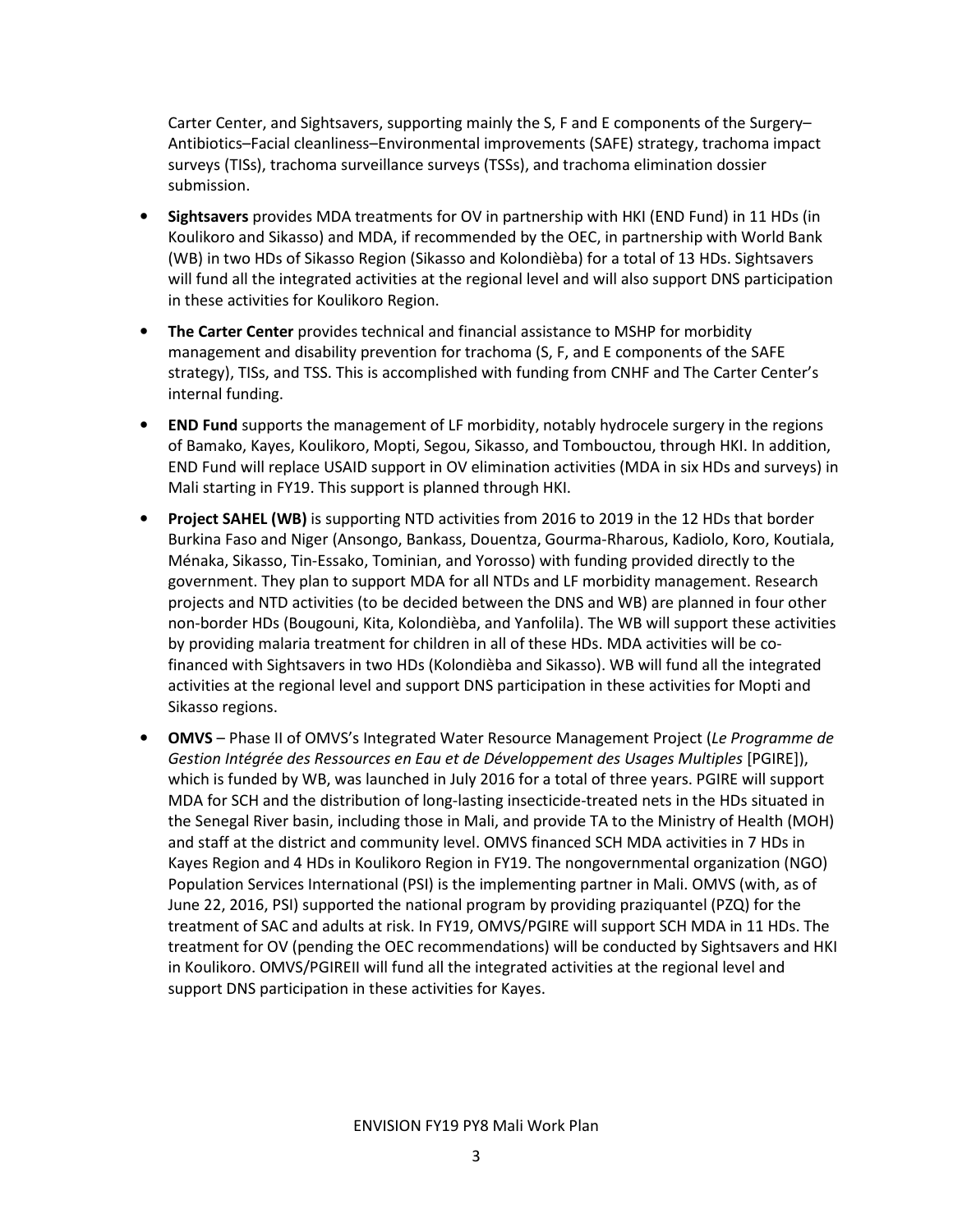Carter Center, and Sightsavers, supporting mainly the S, F and E components of the Surgery–Antibiotics–Facial cleanliness–Environmental improvements (SAFE) strategy, trachoma impact surveys (TISs), trachoma surveillance surveys (TSSs), and trachoma elimination dossier submission.

- **Sightsavers** provides MDA treatments for OV in partnership with HKI (END Fund) in 11 HDs (in Koulikoro and Sikasso) and MDA, if recommended by the OEC, in partnership with World Bank (WB) in two HDs of Sikasso Region (Sikasso and Kolondièba) for a total of 13 HDs. Sightsavers will fund all the integrated activities at the regional level and will also support DNS participation in these activities for Koulikoro Region.
- **The Carter Center** provides technical and financial assistance to MSHP for morbidity management and disability prevention for trachoma (S, F, and E components of the SAFE strategy), TISs, and TSS. This is accomplished with funding from CNHF and The Carter Center's internal funding.
- **END Fund** supports the management of LF morbidity, notably hydrocele surgery in the regions of Bamako, Kayes, Koulikoro, Mopti, Segou, Sikasso, and Tombouctou, through HKI. In addition, END Fund will replace USAID support in OV elimination activities (MDA in six HDs and surveys) in Mali starting in FY19. This support is planned through HKI.
- **Project SAHEL (WB)** is supporting NTD activities from 2016 to 2019 in the 12 HDs that border Burkina Faso and Niger (Ansongo, Bankass, Douentza, Gourma-Rharous, Kadiolo, Koro, Koutiala, Ménaka, Sikasso, Tin-Essako, Tominian, and Yorosso) with funding provided directly to the government. They plan to support MDA for all NTDs and LF morbidity management. Research projects and NTD activities (to be decided between the DNS and WB) are planned in four other non-border HDs (Bougouni, Kita, Kolondièba, and Yanfolila). The WB will support these activities by providing malaria treatment for children in all of these HDs. MDA activities will be co-financed with Sightsavers in two HDs (Kolondièba and Sikasso). WB will fund all the integrated activities at the regional level and support DNS participation in these activities for Mopti and Sikasso regions.
- **OMVS** – Phase II of OMVS's Integrated Water Resource Management Project (*Le Programme de Gestion Intégrée des Ressources en Eau et de Développement des Usages Multiples* [PGIRE]), which is funded by WB, was launched in July 2016 for a total of three years. PGIRE will support MDA for SCH and the distribution of long-lasting insecticide-treated nets in the HDs situated in the Senegal River basin, including those in Mali, and provide TA to the Ministry of Health (MOH) and staff at the district and community level. OMVS financed SCH MDA activities in 7 HDs in Kayes Region and 4 HDs in Koulikoro Region in FY19. The nongovernmental organization (NGO) Population Services International (PSI) is the implementing partner in Mali. OMVS (with, as of June 22, 2016, PSI) supported the national program by providing praziquantel (PZQ) for the treatment of SAC and adults at risk. In FY19, OMVS/PGIRE will support SCH MDA in 11 HDs. The treatment for OV (pending the OEC recommendations) will be conducted by Sightsavers and HKI in Koulikoro. OMVS/PGIREII will fund all the integrated activities at the regional level and support DNS participation in these activities for Kayes.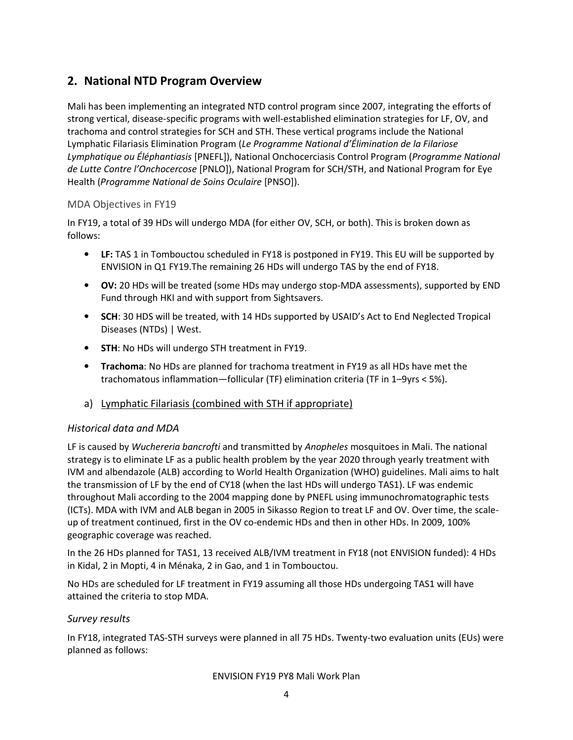## 2. National NTD Program Overview

Mali has been implementing an integrated NTD control program since 2007, integrating the efforts of strong vertical, disease-specific programs with well-established elimination strategies for LF, OV, and trachoma and control strategies for SCH and STH. These vertical programs include the National Lymphatic Filariasis Elimination Program (*Le Programme National d'Élimination de la Filariose Lymphatique ou Éléphantiasis* [PNEFL]), National Onchocerciasis Control Program (*Programme National de Lutte Contre l'Onchocercose* [PNLO]), National Program for SCH/STH, and National Program for Eye Health (*Programme National de Soins Oculaire* [PNSO]).

### MDA Objectives in FY19

In FY19, a total of 39 HDs will undergo MDA (for either OV, SCH, or both). This is broken down as follows:

- **LF:** TAS 1 in Tombouctou scheduled in FY18 is postponed in FY19. This EU will be supported by ENVISION in Q1 FY19.The remaining 26 HDs will undergo TAS by the end of FY18.
- **OV:** 20 HDs will be treated (some HDs may undergo stop-MDA assessments), supported by END Fund through HKI and with support from Sightsavers.
- **SCH**: 30 HDS will be treated, with 14 HDs supported by USAID's Act to End Neglected Tropical Diseases (NTDs) | West.
- **STH**: No HDs will undergo STH treatment in FY19.
- **Trachoma**: No HDs are planned for trachoma treatment in FY19 as all HDs have met the trachomatous inflammation—follicular (TF) elimination criteria (TF in 1–9yrs < 5%).

### a) Lymphatic Filariasis (combined with STH if appropriate)

#### *Historical data and MDA*

LF is caused by *Wuchereria bancrofti* and transmitted by *Anopheles* mosquitoes in Mali. The national strategy is to eliminate LF as a public health problem by the year 2020 through yearly treatment with IVM and albendazole (ALB) according to World Health Organization (WHO) guidelines. Mali aims to halt the transmission of LF by the end of CY18 (when the last HDs will undergo TAS1). LF was endemic throughout Mali according to the 2004 mapping done by PNEFL using immunochromatographic tests (ICTs). MDA with IVM and ALB began in 2005 in Sikasso Region to treat LF and OV. Over time, the scale-up of treatment continued, first in the OV co-endemic HDs and then in other HDs. In 2009, 100% geographic coverage was reached.

In the 26 HDs planned for TAS1, 13 received ALB/IVM treatment in FY18 (not ENVISION funded): 4 HDs in Kidal, 2 in Mopti, 4 in Ménaka, 2 in Gao, and 1 in Tombouctou.

No HDs are scheduled for LF treatment in FY19 assuming all those HDs undergoing TAS1 will have attained the criteria to stop MDA.

#### *Survey results*

In FY18, integrated TAS-STH surveys were planned in all 75 HDs. Twenty-two evaluation units (EUs) were planned as follows: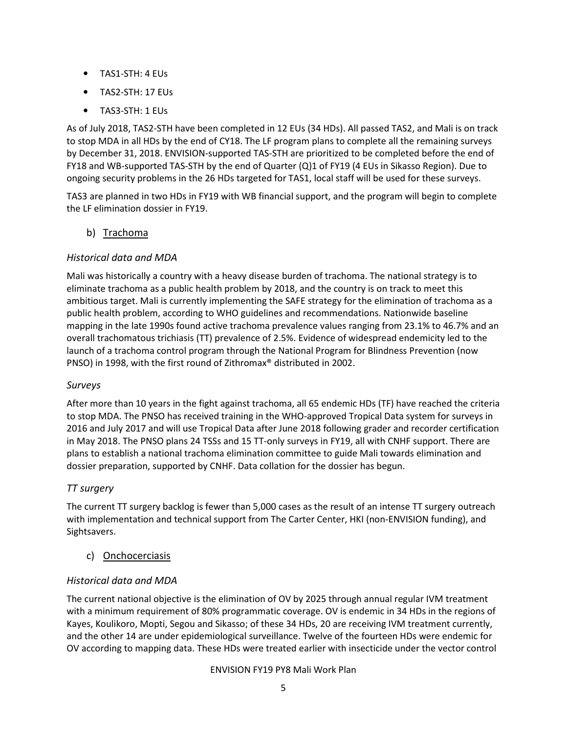- TAS1-STH: 4 EUs
- TAS2-STH: 17 EUs
- TAS3-STH: 1 EUs

As of July 2018, TAS2-STH have been completed in 12 EUs (34 HDs). All passed TAS2, and Mali is on track to stop MDA in all HDs by the end of CY18. The LF program plans to complete all the remaining surveys by December 31, 2018. ENVISION-supported TAS-STH are prioritized to be completed before the end of FY18 and WB-supported TAS-STH by the end of Quarter (Q)1 of FY19 (4 EUs in Sikasso Region). Due to ongoing security problems in the 26 HDs targeted for TAS1, local staff will be used for these surveys.

TAS3 are planned in two HDs in FY19 with WB financial support, and the program will begin to complete the LF elimination dossier in FY19.

### b) Trachoma

*Historical data and MDA*

Mali was historically a country with a heavy disease burden of trachoma. The national strategy is to eliminate trachoma as a public health problem by 2018, and the country is on track to meet this ambitious target. Mali is currently implementing the SAFE strategy for the elimination of trachoma as a public health problem, according to WHO guidelines and recommendations. Nationwide baseline mapping in the late 1990s found active trachoma prevalence values ranging from 23.1% to 46.7% and an overall trachomatous trichiasis (TT) prevalence of 2.5%. Evidence of widespread endemicity led to the launch of a trachoma control program through the National Program for Blindness Prevention (now PNSO) in 1998, with the first round of Zithromax® distributed in 2002.

*Surveys*

After more than 10 years in the fight against trachoma, all 65 endemic HDs (TF) have reached the criteria to stop MDA. The PNSO has received training in the WHO-approved Tropical Data system for surveys in 2016 and July 2017 and will use Tropical Data after June 2018 following grader and recorder certification in May 2018. The PNSO plans 24 TSSs and 15 TT-only surveys in FY19, all with CNHF support. There are plans to establish a national trachoma elimination committee to guide Mali towards elimination and dossier preparation, supported by CNHF. Data collation for the dossier has begun.

*TT surgery*

The current TT surgery backlog is fewer than 5,000 cases as the result of an intense TT surgery outreach with implementation and technical support from The Carter Center, HKI (non-ENVISION funding), and Sightsavers.

### c) Onchocerciasis

*Historical data and MDA*

The current national objective is the elimination of OV by 2025 through annual regular IVM treatment with a minimum requirement of 80% programmatic coverage. OV is endemic in 34 HDs in the regions of Kayes, Koulikoro, Mopti, Segou and Sikasso; of these 34 HDs, 20 are receiving IVM treatment currently, and the other 14 are under epidemiological surveillance. Twelve of the fourteen HDs were endemic for OV according to mapping data. These HDs were treated earlier with insecticide under the vector control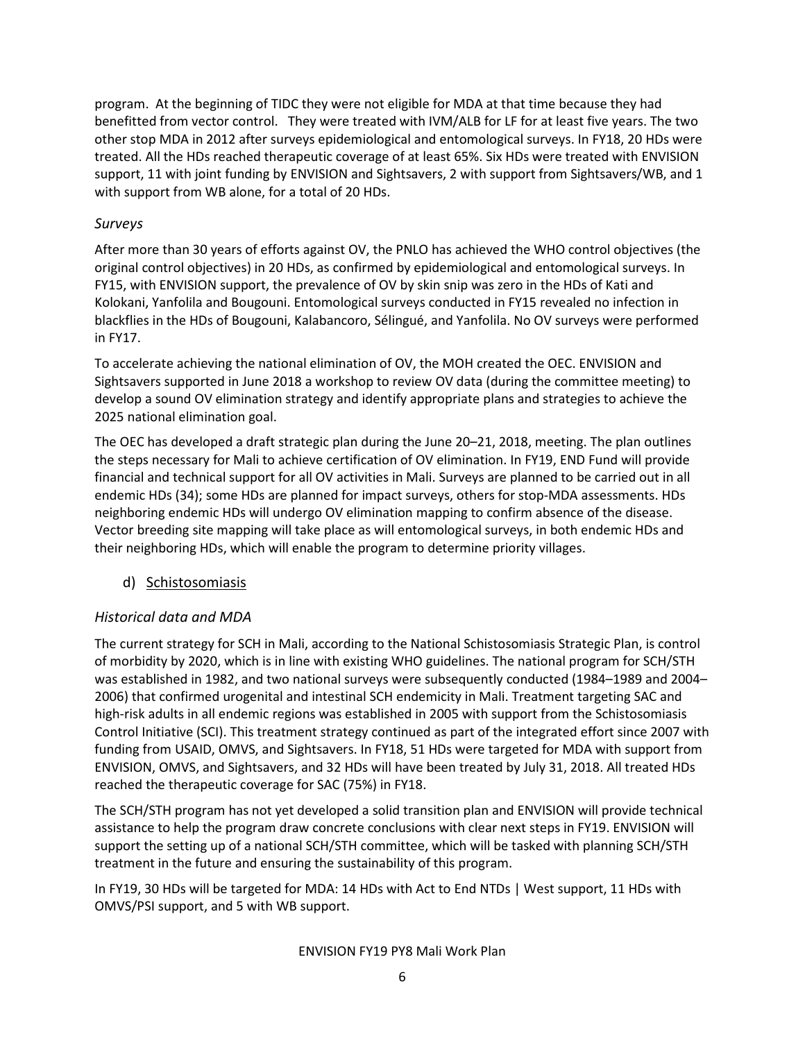program. At the beginning of TIDC they were not eligible for MDA at that time because they had benefitted from vector control. They were treated with IVM/ALB for LF for at least five years. The two other stop MDA in 2012 after surveys epidemiological and entomological surveys. In FY18, 20 HDs were treated. All the HDs reached therapeutic coverage of at least 65%. Six HDs were treated with ENVISION support, 11 with joint funding by ENVISION and Sightsavers, 2 with support from Sightsavers/WB, and 1 with support from WB alone, for a total of 20 HDs.

### *Surveys*

After more than 30 years of efforts against OV, the PNLO has achieved the WHO control objectives (the original control objectives) in 20 HDs, as confirmed by epidemiological and entomological surveys. In FY15, with ENVISION support, the prevalence of OV by skin snip was zero in the HDs of Kati and Kolokani, Yanfolila and Bougouni. Entomological surveys conducted in FY15 revealed no infection in blackflies in the HDs of Bougouni, Kalabancoro, Sélingué, and Yanfolila. No OV surveys were performed in FY17.

To accelerate achieving the national elimination of OV, the MOH created the OEC. ENVISION and Sightsavers supported in June 2018 a workshop to review OV data (during the committee meeting) to develop a sound OV elimination strategy and identify appropriate plans and strategies to achieve the 2025 national elimination goal.

The OEC has developed a draft strategic plan during the June 20–21, 2018, meeting. The plan outlines the steps necessary for Mali to achieve certification of OV elimination. In FY19, END Fund will provide financial and technical support for all OV activities in Mali. Surveys are planned to be carried out in all endemic HDs (34); some HDs are planned for impact surveys, others for stop-MDA assessments. HDs neighboring endemic HDs will undergo OV elimination mapping to confirm absence of the disease. Vector breeding site mapping will take place as will entomological surveys, in both endemic HDs and their neighboring HDs, which will enable the program to determine priority villages.

## d) Schistosomiasis

### *Historical data and MDA*

The current strategy for SCH in Mali, according to the National Schistosomiasis Strategic Plan, is control of morbidity by 2020, which is in line with existing WHO guidelines. The national program for SCH/STH was established in 1982, and two national surveys were subsequently conducted (1984–1989 and 2004–2006) that confirmed urogenital and intestinal SCH endemicity in Mali. Treatment targeting SAC and high-risk adults in all endemic regions was established in 2005 with support from the Schistosomiasis Control Initiative (SCI). This treatment strategy continued as part of the integrated effort since 2007 with funding from USAID, OMVS, and Sightsavers. In FY18, 51 HDs were targeted for MDA with support from ENVISION, OMVS, and Sightsavers, and 32 HDs will have been treated by July 31, 2018. All treated HDs reached the therapeutic coverage for SAC (75%) in FY18.

The SCH/STH program has not yet developed a solid transition plan and ENVISION will provide technical assistance to help the program draw concrete conclusions with clear next steps in FY19. ENVISION will support the setting up of a national SCH/STH committee, which will be tasked with planning SCH/STH treatment in the future and ensuring the sustainability of this program.

In FY19, 30 HDs will be targeted for MDA: 14 HDs with Act to End NTDs | West support, 11 HDs with OMVS/PSI support, and 5 with WB support.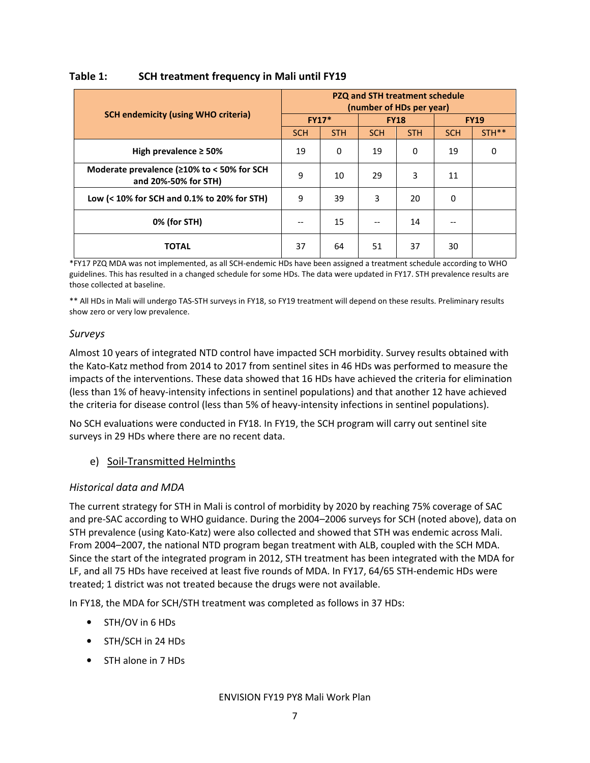**Table 1: SCH treatment frequency in Mali until FY19**

| SCH endemicity (using WHO criteria) | PZQ and STH treatment schedule (number of HDs per year) | | | | | |
|---|---|---|---|---|---|---|
| | FY17* | | FY18 | | FY19 | |
| | SCH | STH | SCH | STH | SCH | STH** |
| High prevalence ≥ 50% | 19 | 0 | 19 | 0 | 19 | 0 |
| Moderate prevalence (≥10% to < 50% for SCH and 20%-50% for STH) | 9 | 10 | 29 | 3 | 11 | |
| Low (< 10% for SCH and 0.1% to 20% for STH) | 9 | 39 | 3 | 20 | 0 | |
| 0% (for STH) | -- | 15 | -- | 14 | -- | |
| TOTAL | 37 | 64 | 51 | 37 | 30 | |

*FY17 PZQ MDA was not implemented, as all SCH-endemic HDs have been assigned a treatment schedule according to WHO guidelines. This has resulted in a changed schedule for some HDs. The data were updated in FY17. STH prevalence results are those collected at baseline.

** All HDs in Mali will undergo TAS-STH surveys in FY18, so FY19 treatment will depend on these results. Preliminary results show zero or very low prevalence.

*Surveys*

Almost 10 years of integrated NTD control have impacted SCH morbidity. Survey results obtained with the Kato-Katz method from 2014 to 2017 from sentinel sites in 46 HDs was performed to measure the impacts of the interventions. These data showed that 16 HDs have achieved the criteria for elimination (less than 1% of heavy-intensity infections in sentinel populations) and that another 12 have achieved the criteria for disease control (less than 5% of heavy-intensity infections in sentinel populations).

No SCH evaluations were conducted in FY18. In FY19, the SCH program will carry out sentinel site surveys in 29 HDs where there are no recent data.

e) Soil-Transmitted Helminths

*Historical data and MDA*

The current strategy for STH in Mali is control of morbidity by 2020 by reaching 75% coverage of SAC and pre-SAC according to WHO guidance. During the 2004–2006 surveys for SCH (noted above), data on STH prevalence (using Kato-Katz) were also collected and showed that STH was endemic across Mali. From 2004–2007, the national NTD program began treatment with ALB, coupled with the SCH MDA. Since the start of the integrated program in 2012, STH treatment has been integrated with the MDA for LF, and all 75 HDs have received at least five rounds of MDA. In FY17, 64/65 STH-endemic HDs were treated; 1 district was not treated because the drugs were not available.

In FY18, the MDA for SCH/STH treatment was completed as follows in 37 HDs:

- STH/OV in 6 HDs
- STH/SCH in 24 HDs
- STH alone in 7 HDs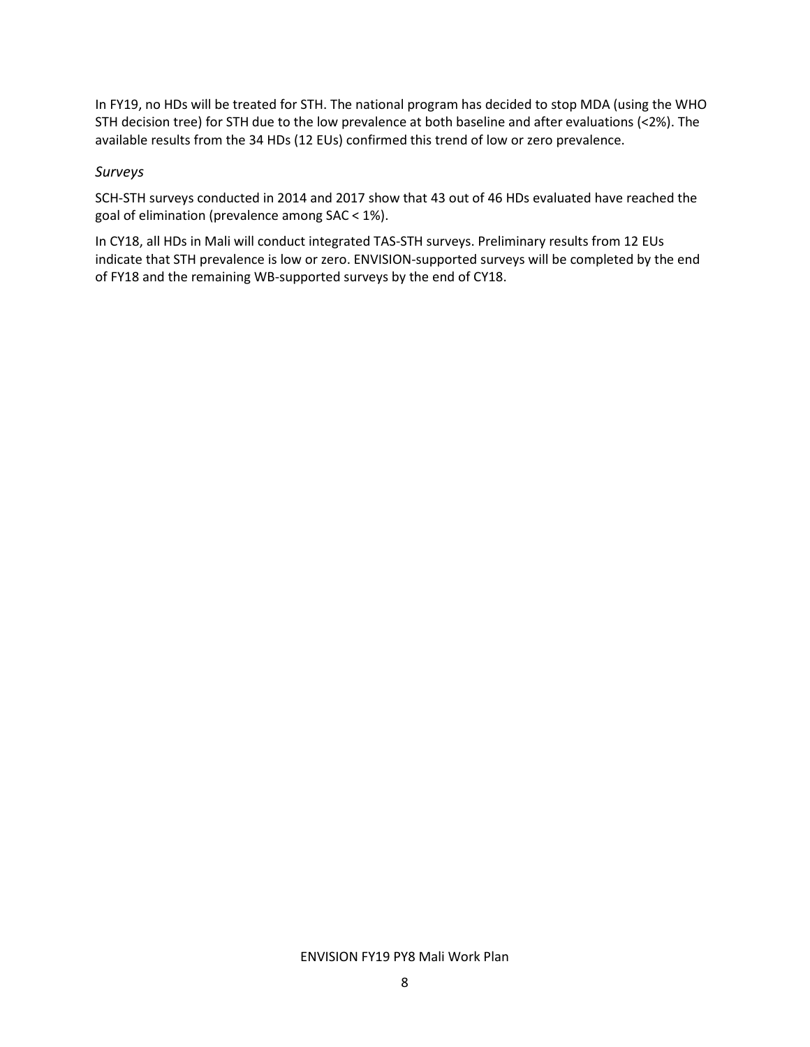In FY19, no HDs will be treated for STH. The national program has decided to stop MDA (using the WHO STH decision tree) for STH due to the low prevalence at both baseline and after evaluations (<2%). The available results from the 34 HDs (12 EUs) confirmed this trend of low or zero prevalence.

*Surveys*

SCH-STH surveys conducted in 2014 and 2017 show that 43 out of 46 HDs evaluated have reached the goal of elimination (prevalence among SAC < 1%).

In CY18, all HDs in Mali will conduct integrated TAS-STH surveys. Preliminary results from 12 EUs indicate that STH prevalence is low or zero. ENVISION-supported surveys will be completed by the end of FY18 and the remaining WB-supported surveys by the end of CY18.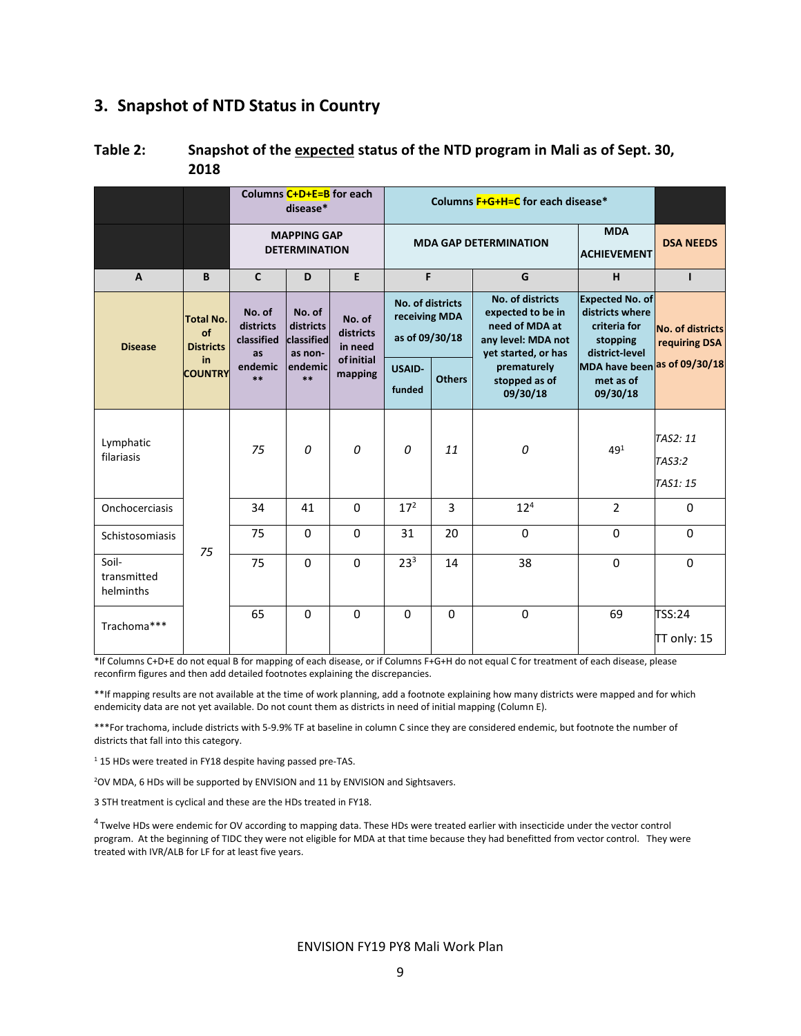## 3. Snapshot of NTD Status in Country

**Table 2: Snapshot of the expected status of the NTD program in Mali as of Sept. 30, 2018**

| | | Columns C+D+E=B for each disease* | | | Columns F+G+H=C for each disease* | | | | |
|---|---|---|---|---|---|---|---|---|---|
| | | MAPPING GAP DETERMINATION | | | MDA GAP DETERMINATION | | | MDA ACHIEVEMENT | DSA NEEDS |
| A | B | C | D | E | F | | G | H | I |
| Disease | Total No. of Districts in COUNTRY | No. of districts classified as endemic ** | No. of districts classified as non-endemic ** | No. of districts in need of initial mapping | No. of districts receiving MDA as of 09/30/18 | | No. of districts expected to be in need of MDA at any level: MDA not yet started, or has prematurely stopped as of 09/30/18 | Expected No. of districts where criteria for stopping district-level MDA have been met as of 09/30/18 | No. of districts requiring DSA as of 09/30/18 |
| | | | | | USAID-funded | Others | | | |
| Lymphatic filariasis | 75 | *75* | *0* | *0* | *0* | *11* | *0* | 49[1] | *TAS2: 11* *TAS3:2* *TAS1: 15* |
| Onchocerciasis | | 34 | 41 | 0 | 17[2] | 3 | 12[4] | 2 | 0 |
| Schistosomiasis | | 75 | 0 | 0 | 31 | 20 | 0 | 0 | 0 |
| Soil-transmitted helminths | | 75 | 0 | 0 | 23[3] | 14 | 38 | 0 | 0 |
| Trachoma*** | | 65 | 0 | 0 | 0 | 0 | 0 | 69 | TSS:24 TT only: 15 |

*If Columns C+D+E do not equal B for mapping of each disease, or if Columns F+G+H do not equal C for treatment of each disease, please reconfirm figures and then add detailed footnotes explaining the discrepancies.

**If mapping results are not available at the time of work planning, add a footnote explaining how many districts were mapped and for which endemicity data are not yet available. Do not count them as districts in need of initial mapping (Column E).

***For trachoma, include districts with 5-9.9% TF at baseline in column C since they are considered endemic, but footnote the number of districts that fall into this category.

[1] 15 HDs were treated in FY18 despite having passed pre-TAS.

[2] OV MDA, 6 HDs will be supported by ENVISION and 11 by ENVISION and Sightsavers.

3 STH treatment is cyclical and these are the HDs treated in FY18.

[4] Twelve HDs were endemic for OV according to mapping data. These HDs were treated earlier with insecticide under the vector control program. At the beginning of TIDC they were not eligible for MDA at that time because they had benefitted from vector control. They were treated with IVR/ALB for LF for at least five years.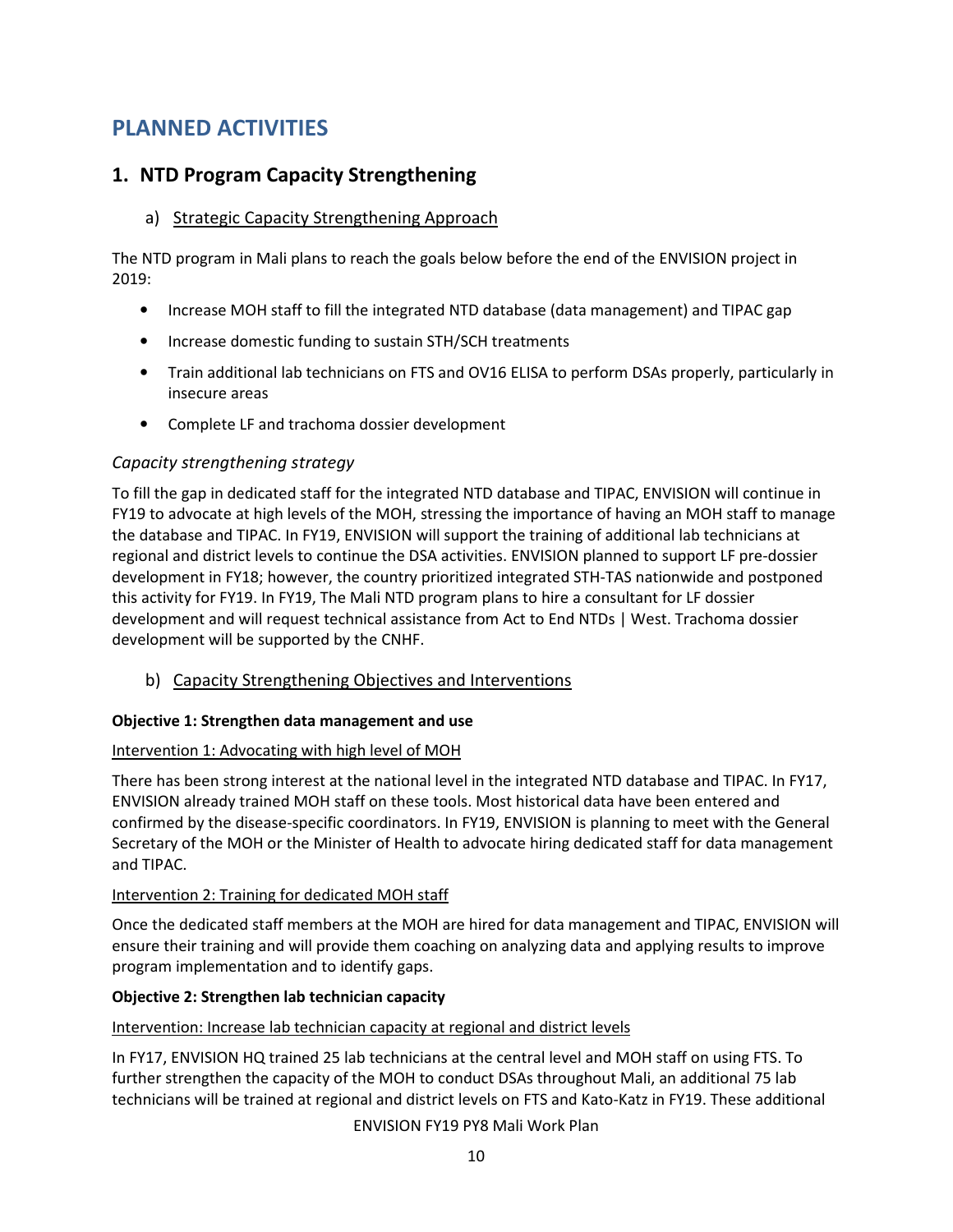# PLANNED ACTIVITIES

## 1. NTD Program Capacity Strengthening

### a) Strategic Capacity Strengthening Approach

The NTD program in Mali plans to reach the goals below before the end of the ENVISION project in 2019:

- Increase MOH staff to fill the integrated NTD database (data management) and TIPAC gap
- Increase domestic funding to sustain STH/SCH treatments
- Train additional lab technicians on FTS and OV16 ELISA to perform DSAs properly, particularly in insecure areas
- Complete LF and trachoma dossier development

*Capacity strengthening strategy*

To fill the gap in dedicated staff for the integrated NTD database and TIPAC, ENVISION will continue in FY19 to advocate at high levels of the MOH, stressing the importance of having an MOH staff to manage the database and TIPAC. In FY19, ENVISION will support the training of additional lab technicians at regional and district levels to continue the DSA activities. ENVISION planned to support LF pre-dossier development in FY18; however, the country prioritized integrated STH-TAS nationwide and postponed this activity for FY19. In FY19, The Mali NTD program plans to hire a consultant for LF dossier development and will request technical assistance from Act to End NTDs | West. Trachoma dossier development will be supported by the CNHF.

### b) Capacity Strengthening Objectives and Interventions

**Objective 1: Strengthen data management and use**

Intervention 1: Advocating with high level of MOH

There has been strong interest at the national level in the integrated NTD database and TIPAC. In FY17, ENVISION already trained MOH staff on these tools. Most historical data have been entered and confirmed by the disease-specific coordinators. In FY19, ENVISION is planning to meet with the General Secretary of the MOH or the Minister of Health to advocate hiring dedicated staff for data management and TIPAC.

Intervention 2: Training for dedicated MOH staff

Once the dedicated staff members at the MOH are hired for data management and TIPAC, ENVISION will ensure their training and will provide them coaching on analyzing data and applying results to improve program implementation and to identify gaps.

**Objective 2: Strengthen lab technician capacity**

Intervention: Increase lab technician capacity at regional and district levels

In FY17, ENVISION HQ trained 25 lab technicians at the central level and MOH staff on using FTS. To further strengthen the capacity of the MOH to conduct DSAs throughout Mali, an additional 75 lab technicians will be trained at regional and district levels on FTS and Kato-Katz in FY19. These additional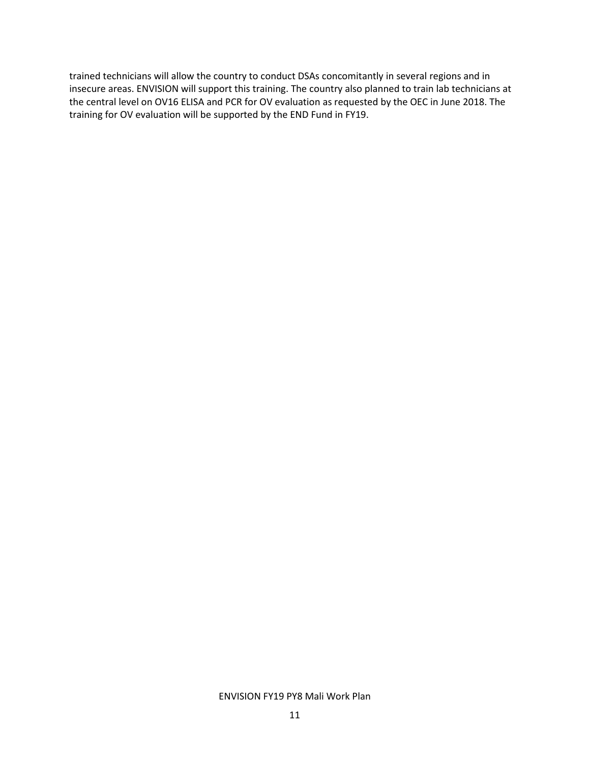trained technicians will allow the country to conduct DSAs concomitantly in several regions and in insecure areas. ENVISION will support this training. The country also planned to train lab technicians at the central level on OV16 ELISA and PCR for OV evaluation as requested by the OEC in June 2018. The training for OV evaluation will be supported by the END Fund in FY19.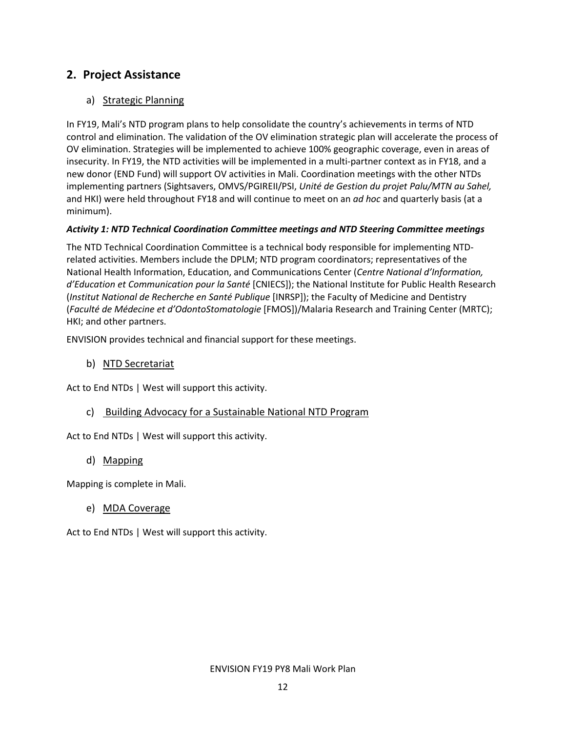## 2. Project Assistance

### a) Strategic Planning

In FY19, Mali's NTD program plans to help consolidate the country's achievements in terms of NTD control and elimination. The validation of the OV elimination strategic plan will accelerate the process of OV elimination. Strategies will be implemented to achieve 100% geographic coverage, even in areas of insecurity. In FY19, the NTD activities will be implemented in a multi-partner context as in FY18, and a new donor (END Fund) will support OV activities in Mali. Coordination meetings with the other NTDs implementing partners (Sightsavers, OMVS/PGIREII/PSI, *Unité de Gestion du projet Palu/MTN au Sahel,* and HKI) were held throughout FY18 and will continue to meet on an *ad hoc* and quarterly basis (at a minimum).

***Activity 1: NTD Technical Coordination Committee meetings and NTD Steering Committee meetings***

The NTD Technical Coordination Committee is a technical body responsible for implementing NTD-related activities. Members include the DPLM; NTD program coordinators; representatives of the National Health Information, Education, and Communications Center (*Centre National d'Information, d'Education et Communication pour la Santé* [CNIECS]); the National Institute for Public Health Research (*Institut National de Recherche en Santé Publique* [INRSP]); the Faculty of Medicine and Dentistry (*Faculté de Médecine et d'OdontoStomatologie* [FMOS])/Malaria Research and Training Center (MRTC); HKI; and other partners.

ENVISION provides technical and financial support for these meetings.

### b) NTD Secretariat

Act to End NTDs | West will support this activity.

### c) Building Advocacy for a Sustainable National NTD Program

Act to End NTDs | West will support this activity.

### d) Mapping

Mapping is complete in Mali.

### e) MDA Coverage

Act to End NTDs | West will support this activity.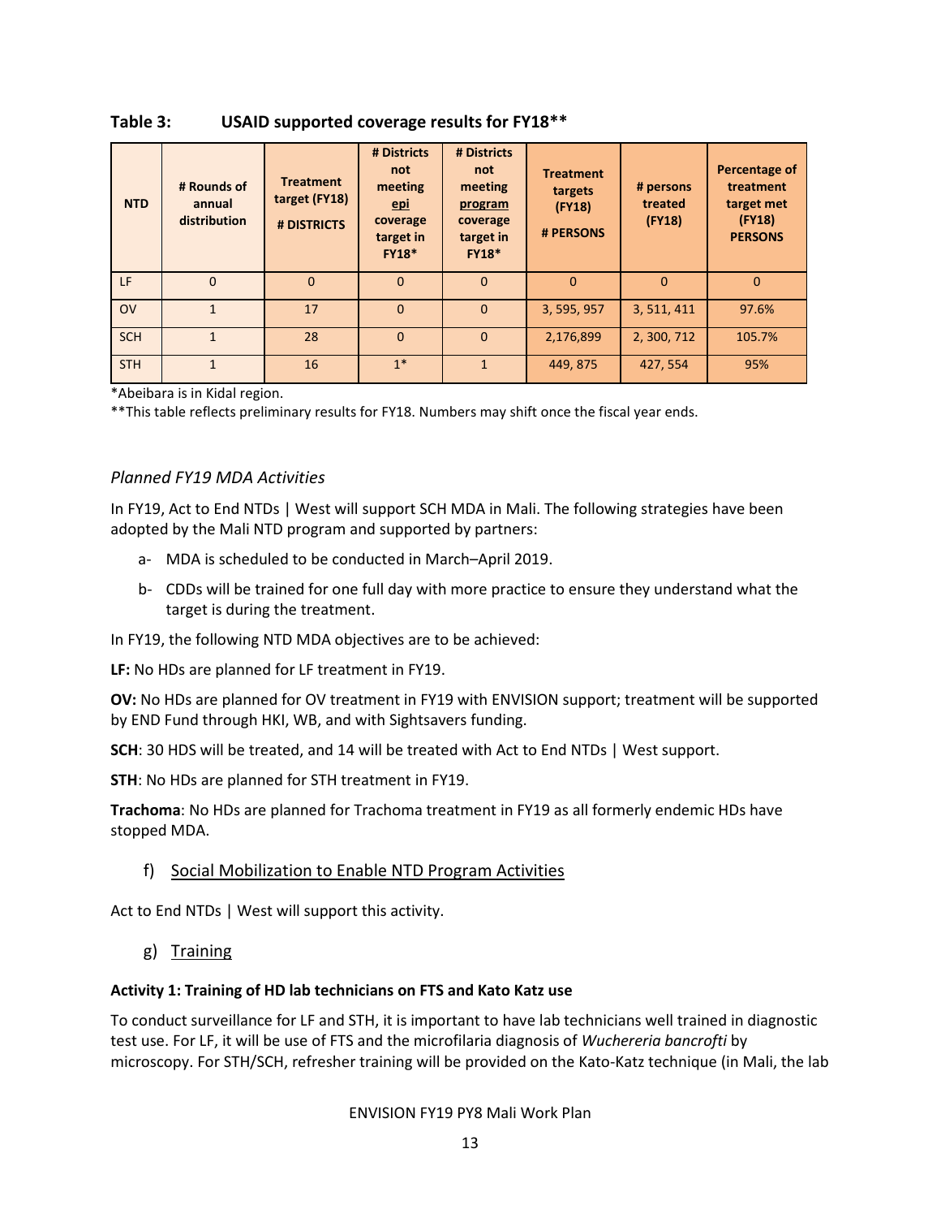**Table 3: USAID supported coverage results for FY18****

| NTD | # Rounds of annual distribution | Treatment target (FY18) # DISTRICTS | # Districts not meeting epi coverage target in FY18* | # Districts not meeting program coverage target in FY18* | Treatment targets (FY18) # PERSONS | # persons treated (FY18) | Percentage of treatment target met (FY18) PERSONS |
|---|---|---|---|---|---|---|---|
| LF | 0 | 0 | 0 | 0 | 0 | 0 | 0 |
| OV | 1 | 17 | 0 | 0 | 3, 595, 957 | 3, 511, 411 | 97.6% |
| SCH | 1 | 28 | 0 | 0 | 2,176,899 | 2, 300, 712 | 105.7% |
| STH | 1 | 16 | 1* | 1 | 449, 875 | 427, 554 | 95% |

*Abeibara is in Kidal region.

**This table reflects preliminary results for FY18. Numbers may shift once the fiscal year ends.

*Planned FY19 MDA Activities*

In FY19, Act to End NTDs | West will support SCH MDA in Mali. The following strategies have been adopted by the Mali NTD program and supported by partners:

a- MDA is scheduled to be conducted in March–April 2019.

b- CDDs will be trained for one full day with more practice to ensure they understand what the target is during the treatment.

In FY19, the following NTD MDA objectives are to be achieved:

**LF:** No HDs are planned for LF treatment in FY19.

**OV:** No HDs are planned for OV treatment in FY19 with ENVISION support; treatment will be supported by END Fund through HKI, WB, and with Sightsavers funding.

**SCH**: 30 HDS will be treated, and 14 will be treated with Act to End NTDs | West support.

**STH**: No HDs are planned for STH treatment in FY19.

**Trachoma**: No HDs are planned for Trachoma treatment in FY19 as all formerly endemic HDs have stopped MDA.

f) Social Mobilization to Enable NTD Program Activities

Act to End NTDs | West will support this activity.

g) Training

**Activity 1: Training of HD lab technicians on FTS and Kato Katz use**

To conduct surveillance for LF and STH, it is important to have lab technicians well trained in diagnostic test use. For LF, it will be use of FTS and the microfilaria diagnosis of *Wuchereria bancrofti* by microscopy. For STH/SCH, refresher training will be provided on the Kato-Katz technique (in Mali, the lab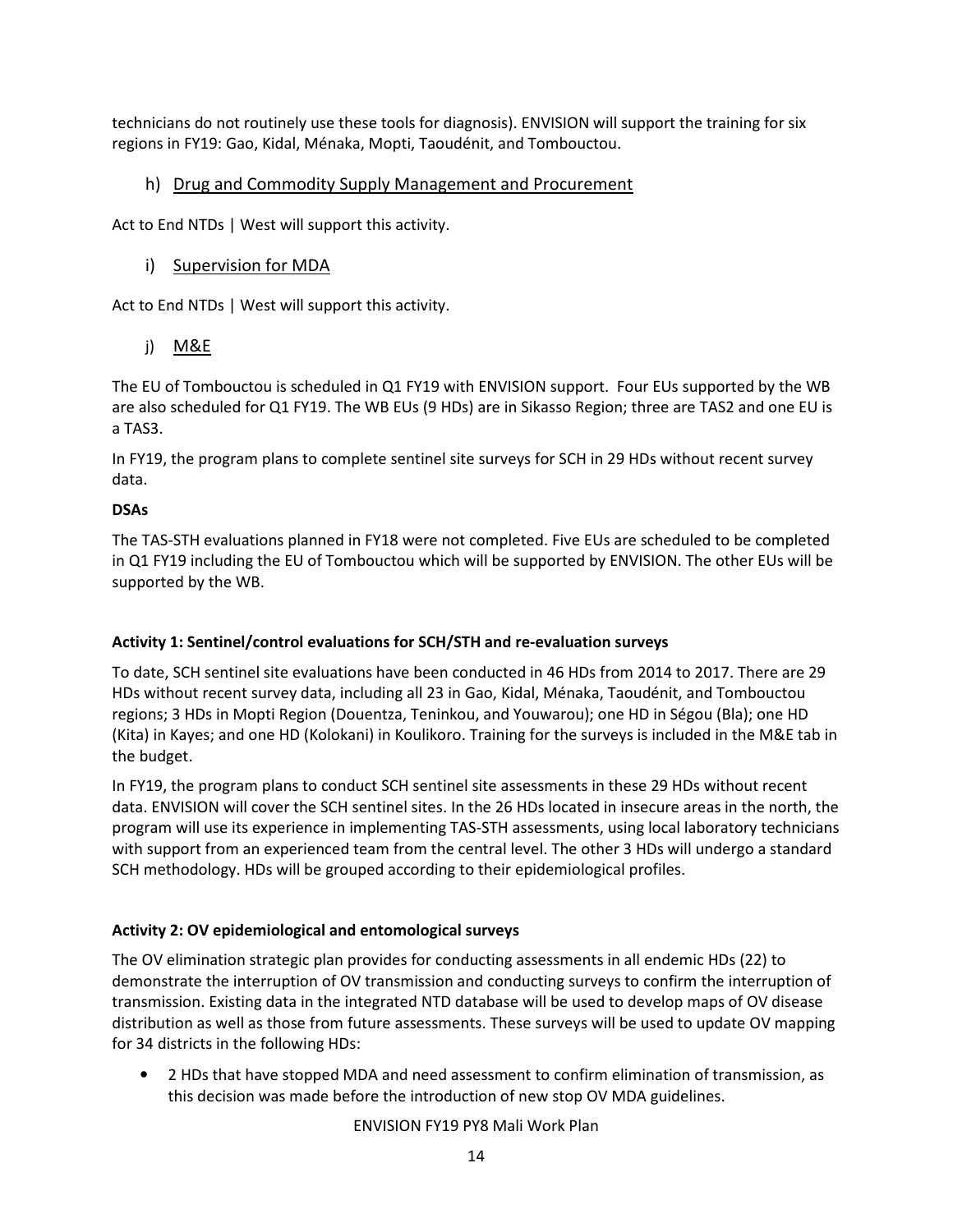technicians do not routinely use these tools for diagnosis). ENVISION will support the training for six regions in FY19: Gao, Kidal, Ménaka, Mopti, Taoudénit, and Tombouctou.

### h) Drug and Commodity Supply Management and Procurement

Act to End NTDs | West will support this activity.

### i) Supervision for MDA

Act to End NTDs | West will support this activity.

### j) M&E

The EU of Tombouctou is scheduled in Q1 FY19 with ENVISION support. Four EUs supported by the WB are also scheduled for Q1 FY19. The WB EUs (9 HDs) are in Sikasso Region; three are TAS2 and one EU is a TAS3.

In FY19, the program plans to complete sentinel site surveys for SCH in 29 HDs without recent survey data.

**DSAs**

The TAS-STH evaluations planned in FY18 were not completed. Five EUs are scheduled to be completed in Q1 FY19 including the EU of Tombouctou which will be supported by ENVISION. The other EUs will be supported by the WB.

**Activity 1: Sentinel/control evaluations for SCH/STH and re-evaluation surveys**

To date, SCH sentinel site evaluations have been conducted in 46 HDs from 2014 to 2017. There are 29 HDs without recent survey data, including all 23 in Gao, Kidal, Ménaka, Taoudénit, and Tombouctou regions; 3 HDs in Mopti Region (Douentza, Teninkou, and Youwarou); one HD in Ségou (Bla); one HD (Kita) in Kayes; and one HD (Kolokani) in Koulikoro. Training for the surveys is included in the M&E tab in the budget.

In FY19, the program plans to conduct SCH sentinel site assessments in these 29 HDs without recent data. ENVISION will cover the SCH sentinel sites. In the 26 HDs located in insecure areas in the north, the program will use its experience in implementing TAS-STH assessments, using local laboratory technicians with support from an experienced team from the central level. The other 3 HDs will undergo a standard SCH methodology. HDs will be grouped according to their epidemiological profiles.

**Activity 2: OV epidemiological and entomological surveys**

The OV elimination strategic plan provides for conducting assessments in all endemic HDs (22) to demonstrate the interruption of OV transmission and conducting surveys to confirm the interruption of transmission. Existing data in the integrated NTD database will be used to develop maps of OV disease distribution as well as those from future assessments. These surveys will be used to update OV mapping for 34 districts in the following HDs:

- 2 HDs that have stopped MDA and need assessment to confirm elimination of transmission, as this decision was made before the introduction of new stop OV MDA guidelines.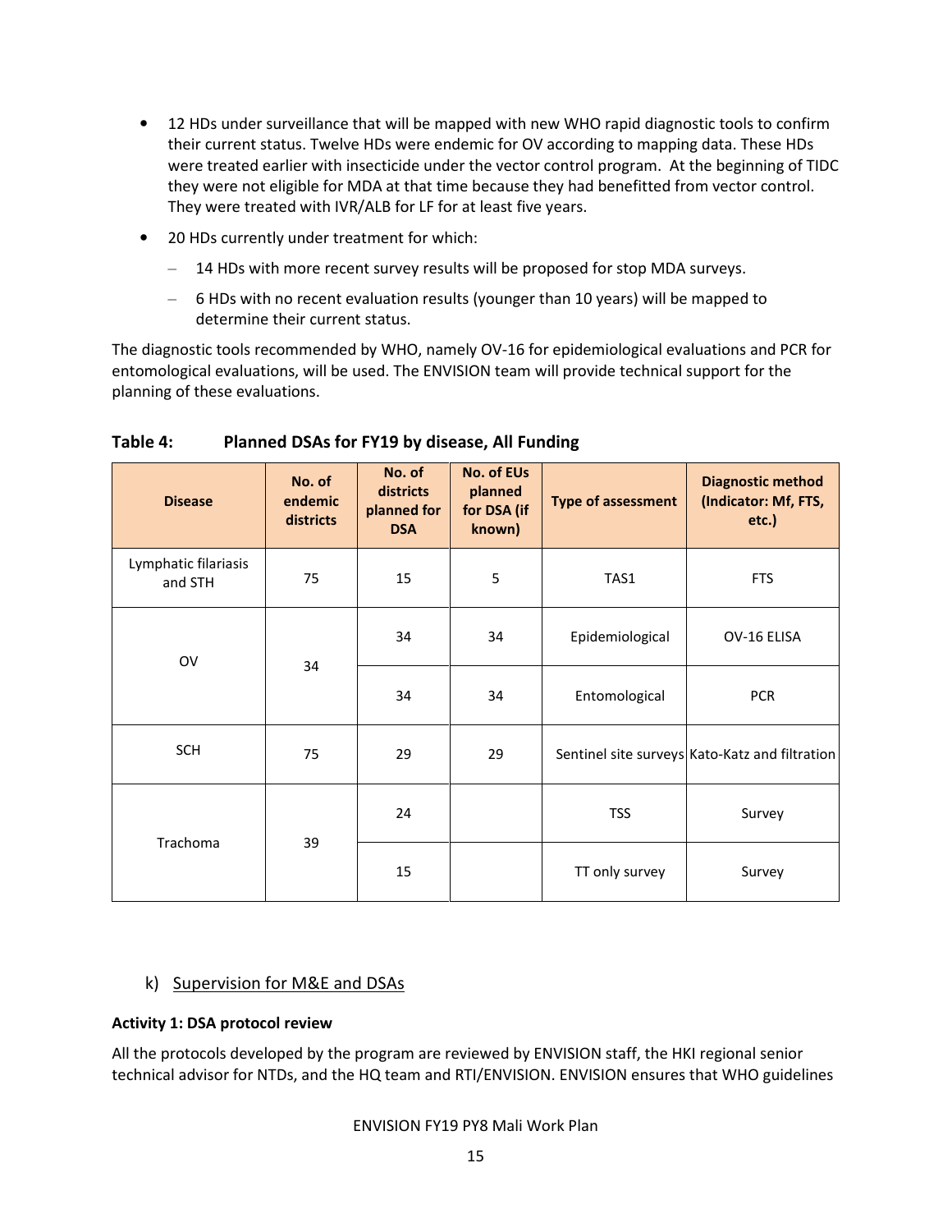- 12 HDs under surveillance that will be mapped with new WHO rapid diagnostic tools to confirm their current status. Twelve HDs were endemic for OV according to mapping data. These HDs were treated earlier with insecticide under the vector control program. At the beginning of TIDC they were not eligible for MDA at that time because they had benefitted from vector control. They were treated with IVR/ALB for LF for at least five years.
- 20 HDs currently under treatment for which:
  - 14 HDs with more recent survey results will be proposed for stop MDA surveys.
  - 6 HDs with no recent evaluation results (younger than 10 years) will be mapped to determine their current status.

The diagnostic tools recommended by WHO, namely OV-16 for epidemiological evaluations and PCR for entomological evaluations, will be used. The ENVISION team will provide technical support for the planning of these evaluations.

**Table 4: Planned DSAs for FY19 by disease, All Funding**

| Disease | No. of endemic districts | No. of districts planned for DSA | No. of EUs planned for DSA (if known) | Type of assessment | Diagnostic method (Indicator: Mf, FTS, etc.) |
|---|---|---|---|---|---|
| Lymphatic filariasis and STH | 75 | 15 | 5 | TAS1 | FTS |
| OV | 34 | 34 | 34 | Epidemiological | OV-16 ELISA |
| | | 34 | 34 | Entomological | PCR |
| SCH | 75 | 29 | 29 | Sentinel site surveys | Kato-Katz and filtration |
| Trachoma | 39 | 24 | | TSS | Survey |
| | | 15 | | TT only survey | Survey |

## k) Supervision for M&E and DSAs

**Activity 1: DSA protocol review**

All the protocols developed by the program are reviewed by ENVISION staff, the HKI regional senior technical advisor for NTDs, and the HQ team and RTI/ENVISION. ENVISION ensures that WHO guidelines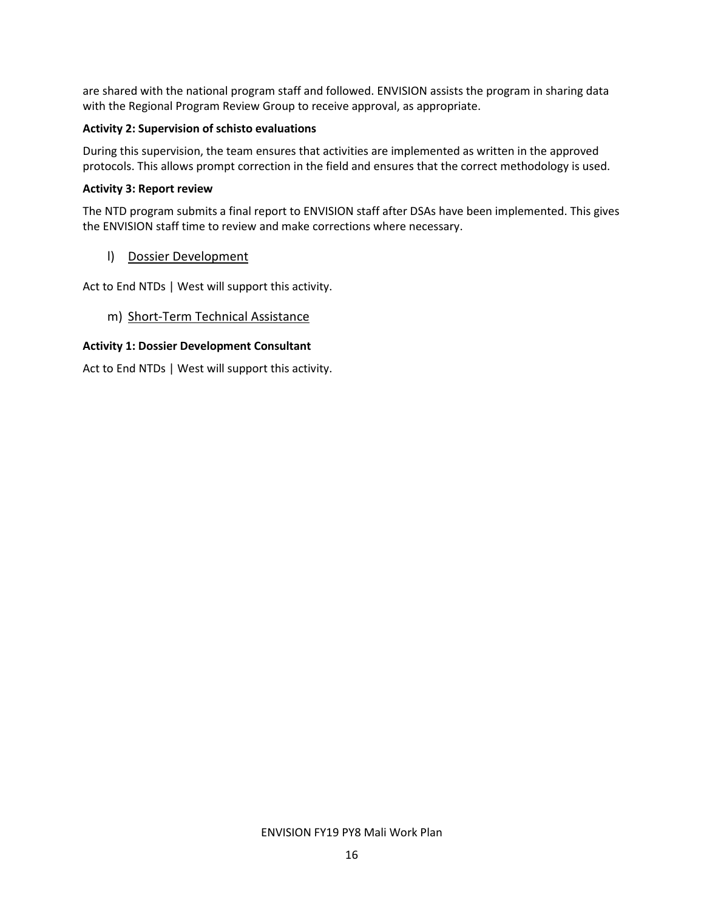are shared with the national program staff and followed. ENVISION assists the program in sharing data with the Regional Program Review Group to receive approval, as appropriate.

**Activity 2: Supervision of schisto evaluations**

During this supervision, the team ensures that activities are implemented as written in the approved protocols. This allows prompt correction in the field and ensures that the correct methodology is used.

**Activity 3: Report review**

The NTD program submits a final report to ENVISION staff after DSAs have been implemented. This gives the ENVISION staff time to review and make corrections where necessary.

### l) Dossier Development

Act to End NTDs | West will support this activity.

### m) Short-Term Technical Assistance

**Activity 1: Dossier Development Consultant**

Act to End NTDs | West will support this activity.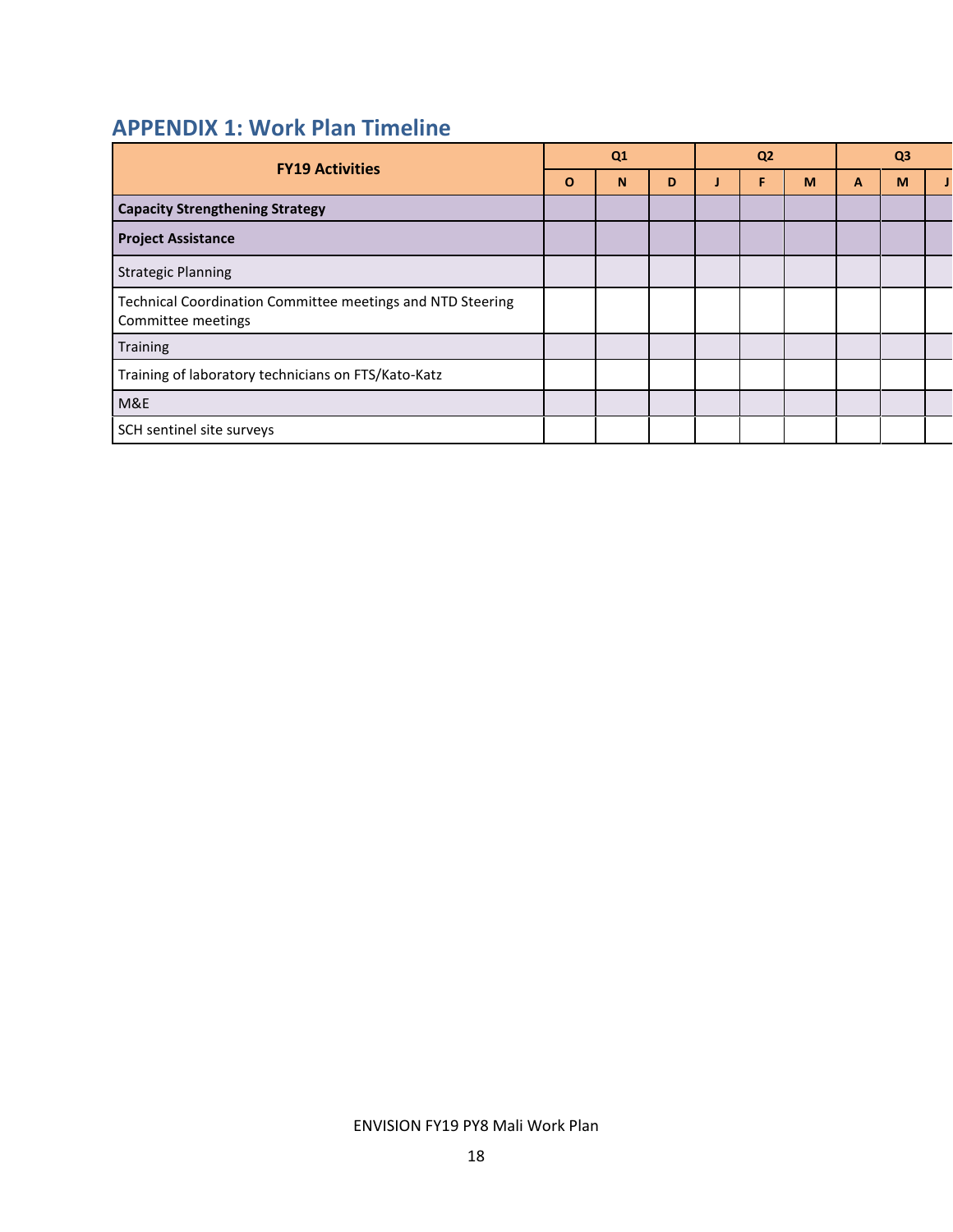## APPENDIX 1: Work Plan Timeline

| FY19 Activities | Q1 | | | Q2 | | | Q3 | | |
|---|---|---|---|---|---|---|---|---|---|
| | O | N | D | J | F | M | A | M | J |
| **Capacity Strengthening Strategy** | | | | | | | | | |
| **Project Assistance** | | | | | | | | | |
| Strategic Planning | | | | | | | | | |
| Technical Coordination Committee meetings and NTD Steering Committee meetings | | | | | | | | | |
| Training | | | | | | | | | |
| Training of laboratory technicians on FTS/Kato-Katz | | | | | | | | | |
| M&E | | | | | | | | | |
| SCH sentinel site surveys | | | | | | | | | |